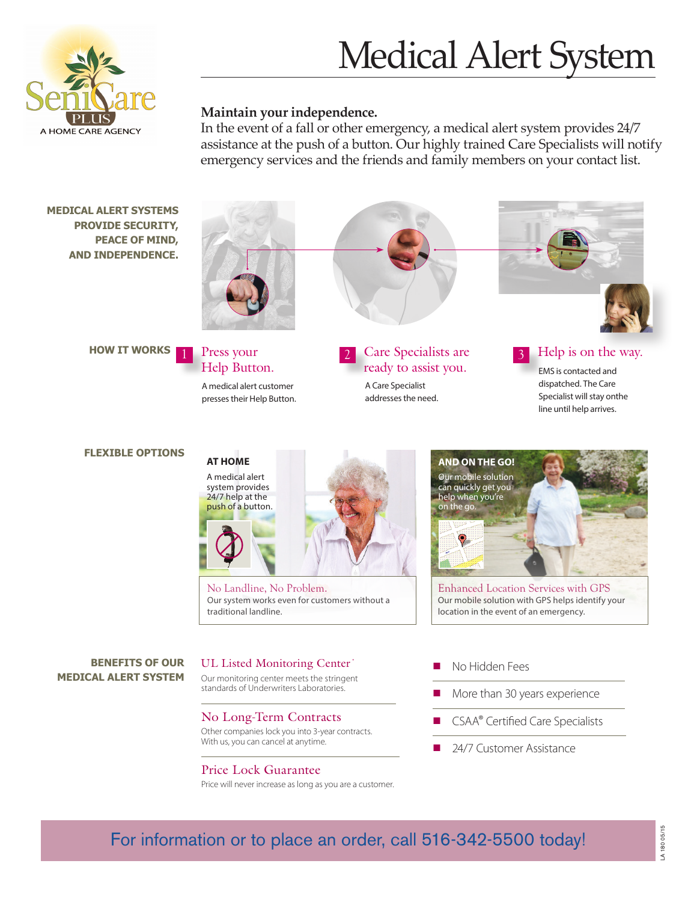SeniCare PLUS
A HOME CARE AGENCY

# Medical Alert System

**Maintain your independence.**
In the event of a fall or other emergency, a medical alert system provides 24/7 assistance at the push of a button. Our highly trained Care Specialists will notify emergency services and the friends and family members on your contact list.

**MEDICAL ALERT SYSTEMS PROVIDE SECURITY, PEACE OF MIND, AND INDEPENDENCE.**

## HOW IT WORKS

**1 Press your Help Button.**
A medical alert customer presses their Help Button.

**2 Care Specialists are ready to assist you.**
A Care Specialist addresses the need.

**3 Help is on the way.**
EMS is contacted and dispatched. The Care Specialist will stay onthe line until help arrives.

## FLEXIBLE OPTIONS

**AT HOME**
A medical alert system provides 24/7 help at the push of a button.

**No Landline, No Problem.**
Our system works even for customers without a traditional landline.

**AND ON THE GO!**
Our mobile solution can quickly get you help when you're on the go.

**Enhanced Location Services with GPS**
Our mobile solution with GPS helps identify your location in the event of an emergency.

## BENEFITS OF OUR MEDICAL ALERT SYSTEM

**UL Listed Monitoring Center***
Our monitoring center meets the stringent standards of Underwriters Laboratories.

**No Long-Term Contracts**
Other companies lock you into 3-year contracts. With us, you can cancel at anytime.

**Price Lock Guarantee**
Price will never increase as long as you are a customer.

- No Hidden Fees
- More than 30 years experience
- CSAA® Certified Care Specialists
- 24/7 Customer Assistance

For information or to place an order, call 516-342-5500 today!

LA 180 05/15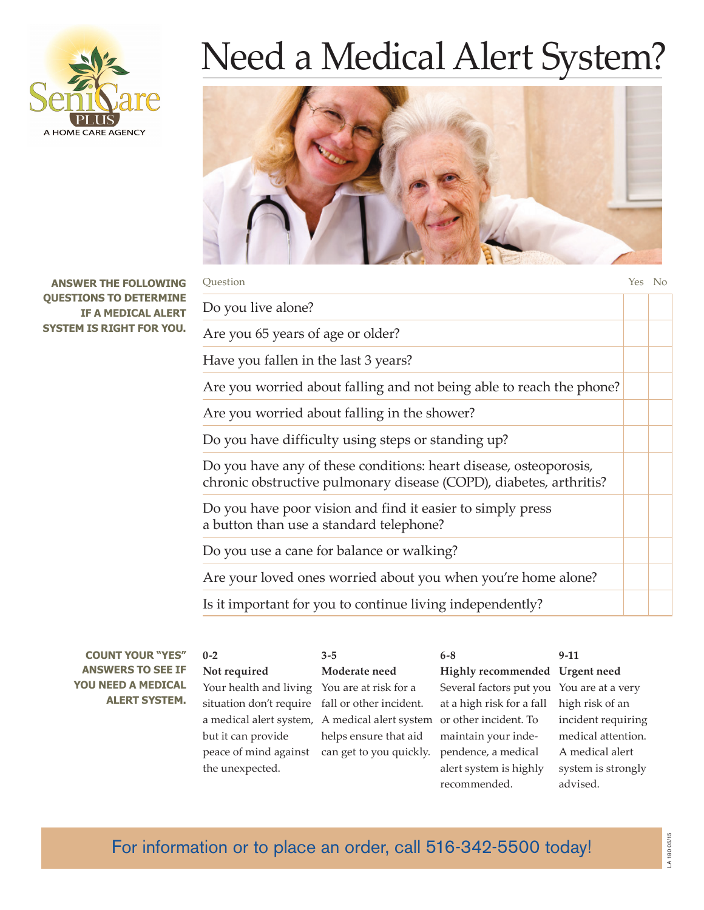SeniCare PLUS
A HOME CARE AGENCY

# Need a Medical Alert System?

**ANSWER THE FOLLOWING QUESTIONS TO DETERMINE IF A MEDICAL ALERT SYSTEM IS RIGHT FOR YOU.**

| Question | Yes | No |
|---|---|---|
| Do you live alone? | | |
| Are you 65 years of age or older? | | |
| Have you fallen in the last 3 years? | | |
| Are you worried about falling and not being able to reach the phone? | | |
| Are you worried about falling in the shower? | | |
| Do you have difficulty using steps or standing up? | | |
| Do you have any of these conditions: heart disease, osteoporosis, chronic obstructive pulmonary disease (COPD), diabetes, arthritis? | | |
| Do you have poor vision and find it easier to simply press a button than use a standard telephone? | | |
| Do you use a cane for balance or walking? | | |
| Are your loved ones worried about you when you're home alone? | | |
| Is it important for you to continue living independently? | | |

**COUNT YOUR "YES" ANSWERS TO SEE IF YOU NEED A MEDICAL ALERT SYSTEM.**

**0-2**
**Not required**
Your health and living situation don't require a medical alert system, but it can provide peace of mind against the unexpected.

**3-5**
**Moderate need**
You are at risk for a fall or other incident. A medical alert system helps ensure that aid can get to you quickly.

**6-8**
**Highly recommended**
Several factors put you at a high risk for a fall or other incident. To maintain your independence, a medical alert system is highly recommended.

**9-11**
**Urgent need**
You are at a very high risk of an incident requiring medical attention. A medical alert system is strongly advised.

For information or to place an order, call 516-342-5500 today!

LA 180 05/15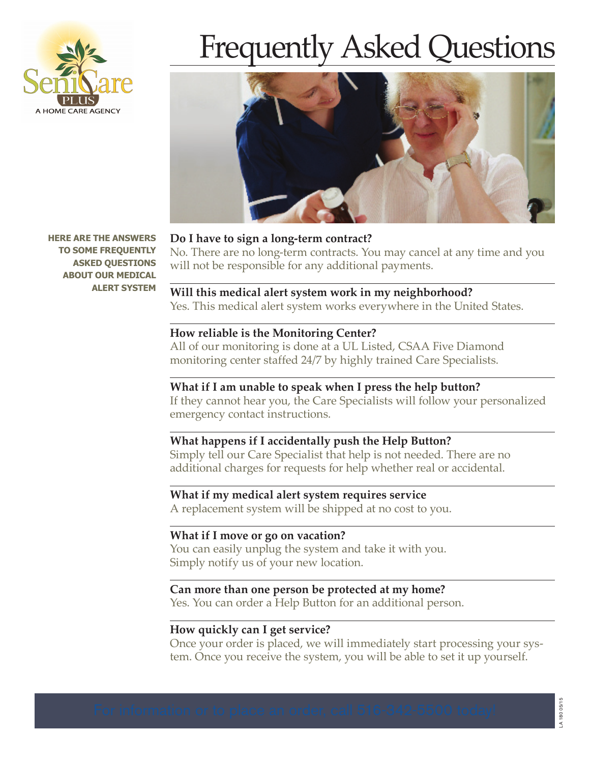# Frequently Asked Questions

**HERE ARE THE ANSWERS TO SOME FREQUENTLY ASKED QUESTIONS ABOUT OUR MEDICAL ALERT SYSTEM**

**Do I have to sign a long-term contract?**
No. There are no long-term contracts. You may cancel at any time and you will not be responsible for any additional payments.

**Will this medical alert system work in my neighborhood?**
Yes. This medical alert system works everywhere in the United States.

**How reliable is the Monitoring Center?**
All of our monitoring is done at a UL Listed, CSAA Five Diamond monitoring center staffed 24/7 by highly trained Care Specialists.

**What if I am unable to speak when I press the help button?**
If they cannot hear you, the Care Specialists will follow your personalized emergency contact instructions.

**What happens if I accidentally push the Help Button?**
Simply tell our Care Specialist that help is not needed. There are no additional charges for requests for help whether real or accidental.

**What if my medical alert system requires service**
A replacement system will be shipped at no cost to you.

**What if I move or go on vacation?**
You can easily unplug the system and take it with you. Simply notify us of your new location.

**Can more than one person be protected at my home?**
Yes. You can order a Help Button for an additional person.

**How quickly can I get service?**
Once your order is placed, we will immediately start processing your system. Once you receive the system, you will be able to set it up yourself.

For information or to place an order, call 516-342-5500 today!

LA 180 05/15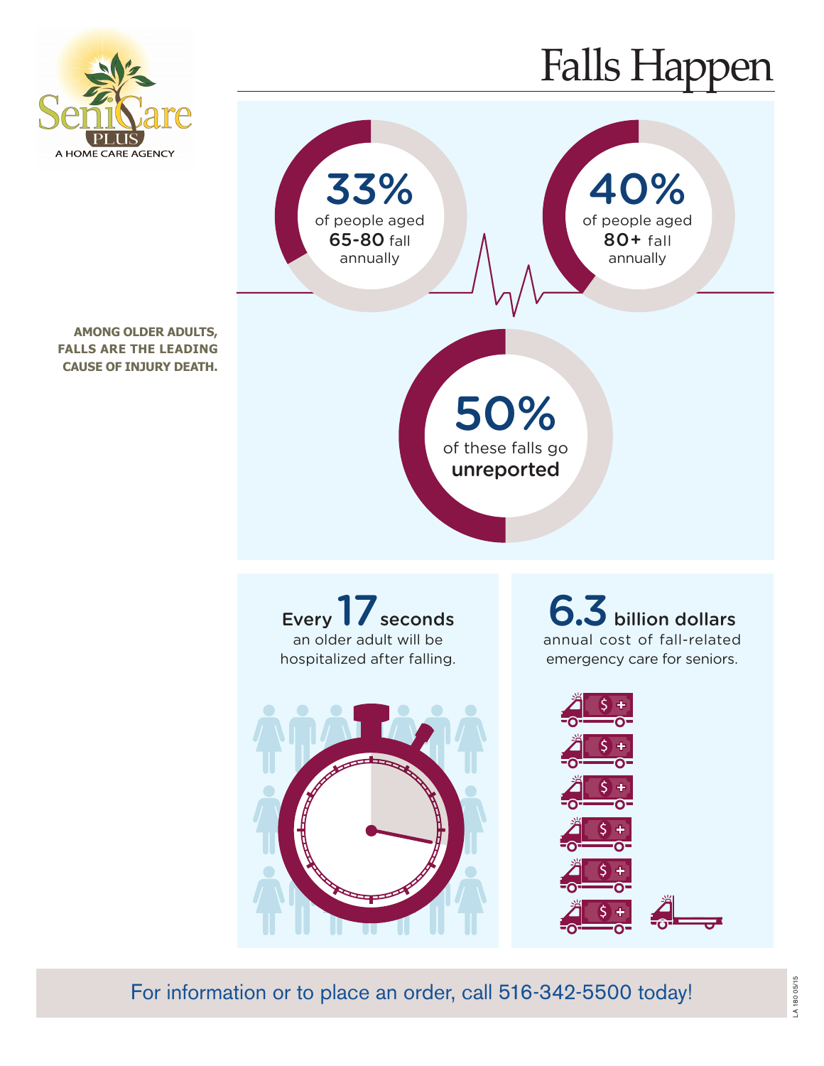SeniCare PLUS

A HOME CARE AGENCY

# Falls Happen

**AMONG OLDER ADULTS, FALLS ARE THE LEADING CAUSE OF INJURY DEATH.**

**33%** of people aged **65-80** fall annually

**40%** of people aged **80+** fall annually

**50%** of these falls go **unreported**

Every **17** seconds an older adult will be hospitalized after falling.

**6.3** billion dollars annual cost of fall-related emergency care for seniors.

For information or to place an order, call 516-342-5500 today!

LA 180 05/15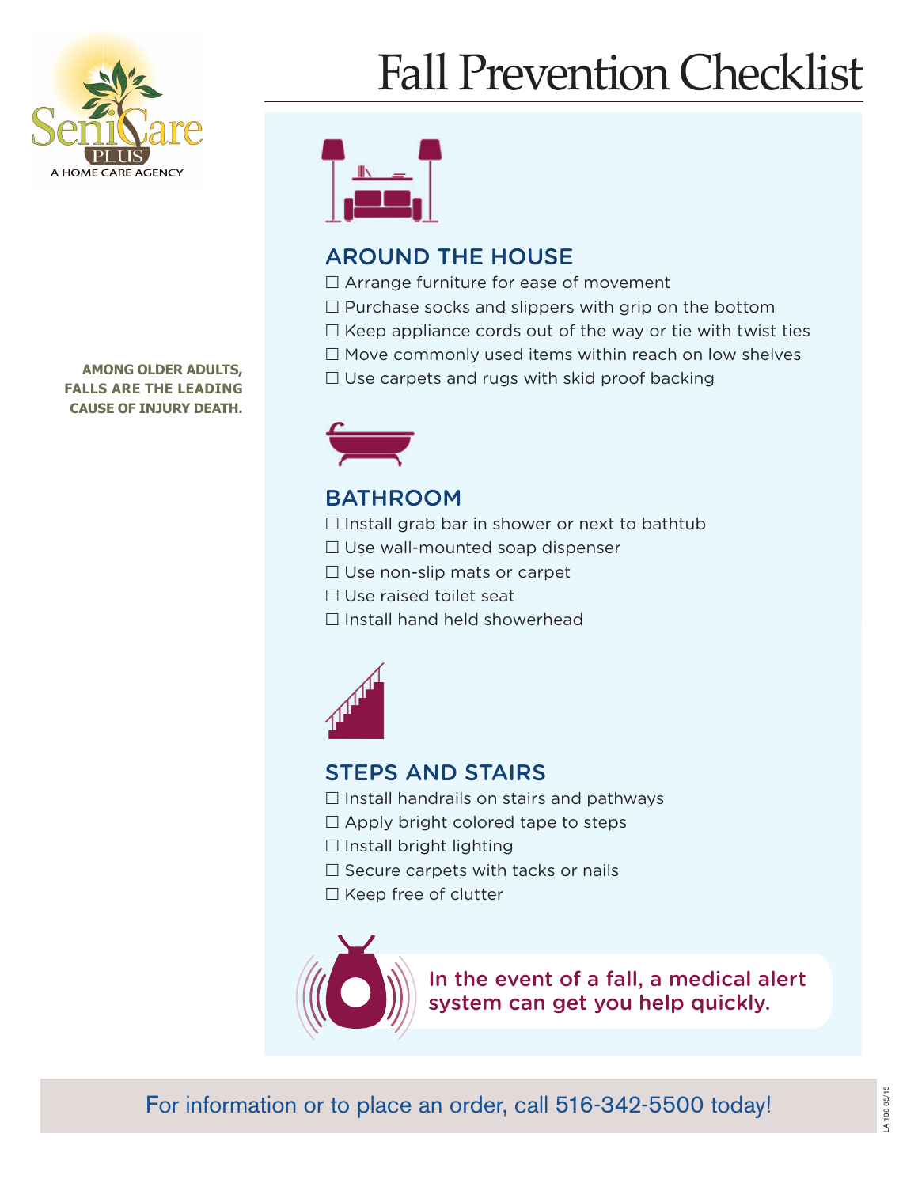# Fall Prevention Checklist

SeniCare PLUS
A HOME CARE AGENCY

**AMONG OLDER ADULTS, FALLS ARE THE LEADING CAUSE OF INJURY DEATH.**

## AROUND THE HOUSE

- ☐ Arrange furniture for ease of movement
- ☐ Purchase socks and slippers with grip on the bottom
- ☐ Keep appliance cords out of the way or tie with twist ties
- ☐ Move commonly used items within reach on low shelves
- ☐ Use carpets and rugs with skid proof backing

## BATHROOM

- ☐ Install grab bar in shower or next to bathtub
- ☐ Use wall-mounted soap dispenser
- ☐ Use non-slip mats or carpet
- ☐ Use raised toilet seat
- ☐ Install hand held showerhead

## STEPS AND STAIRS

- ☐ Install handrails on stairs and pathways
- ☐ Apply bright colored tape to steps
- ☐ Install bright lighting
- ☐ Secure carpets with tacks or nails
- ☐ Keep free of clutter

In the event of a fall, a medical alert system can get you help quickly.

For information or to place an order, call 516-342-5500 today!

LA 180 05/15